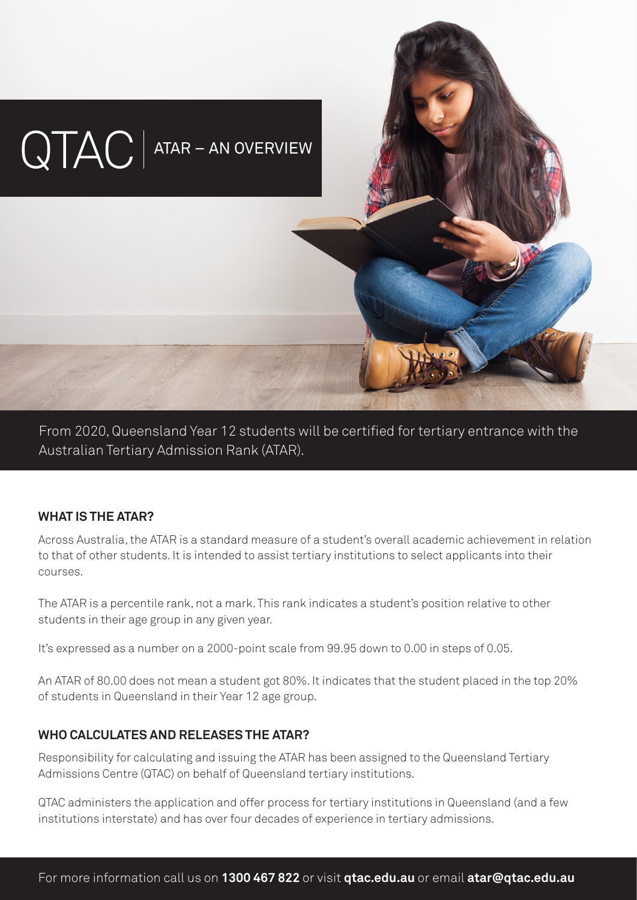# QTAC | ATAR – AN OVERVIEW

From 2020, Queensland Year 12 students will be certified for tertiary entrance with the Australian Tertiary Admission Rank (ATAR).

## WHAT IS THE ATAR?

Across Australia, the ATAR is a standard measure of a student's overall academic achievement in relation to that of other students. It is intended to assist tertiary institutions to select applicants into their courses.

The ATAR is a percentile rank, not a mark. This rank indicates a student's position relative to other students in their age group in any given year.

It's expressed as a number on a 2000-point scale from 99.95 down to 0.00 in steps of 0.05.

An ATAR of 80.00 does not mean a student got 80%. It indicates that the student placed in the top 20% of students in Queensland in their Year 12 age group.

## WHO CALCULATES AND RELEASES THE ATAR?

Responsibility for calculating and issuing the ATAR has been assigned to the Queensland Tertiary Admissions Centre (QTAC) on behalf of Queensland tertiary institutions.

QTAC administers the application and offer process for tertiary institutions in Queensland (and a few institutions interstate) and has over four decades of experience in tertiary admissions.

For more information call us on **1300 467 822** or visit **qtac.edu.au** or email **atar@qtac.edu.au**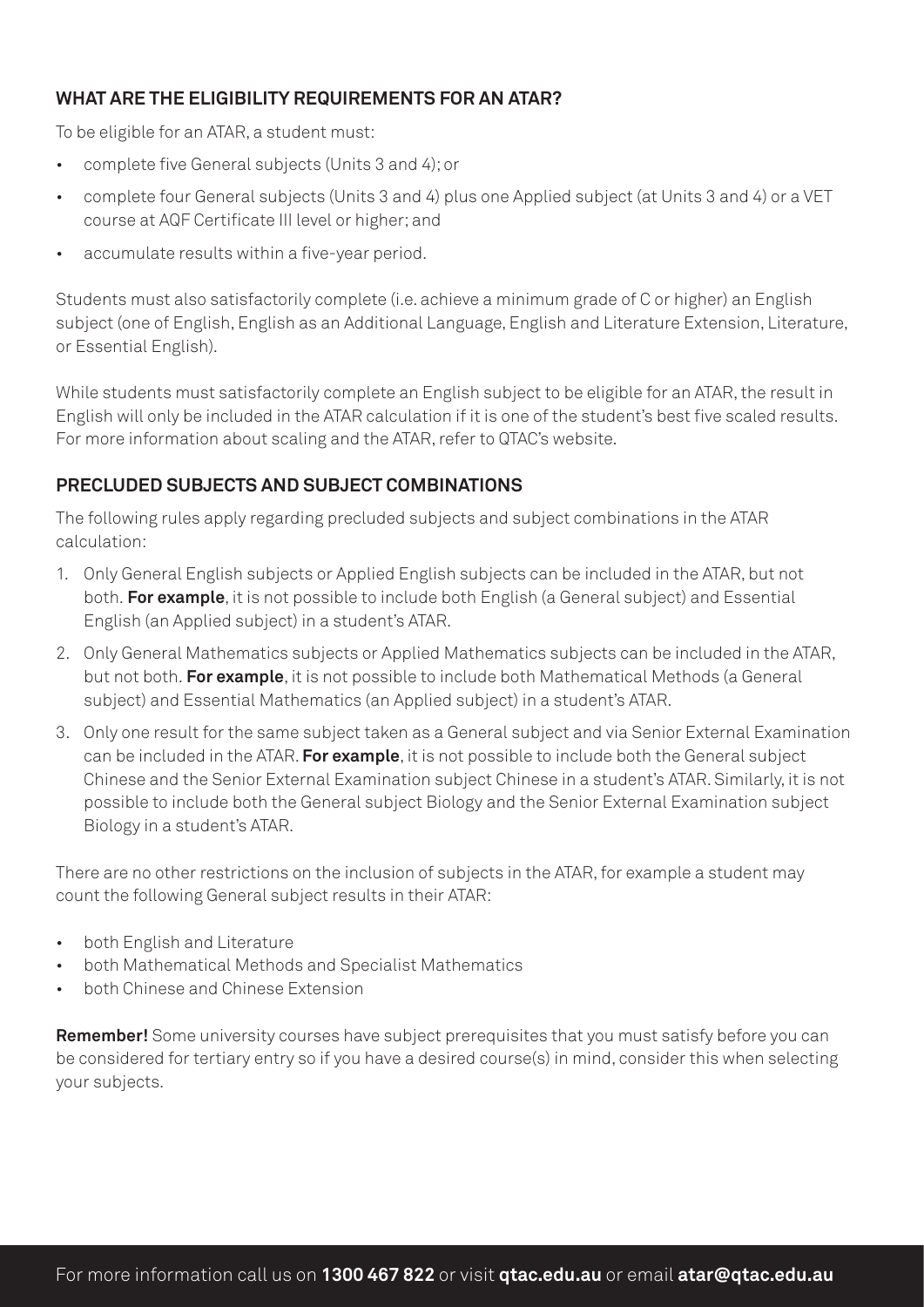## WHAT ARE THE ELIGIBILITY REQUIREMENTS FOR AN ATAR?

To be eligible for an ATAR, a student must:

- complete five General subjects (Units 3 and 4); or
- complete four General subjects (Units 3 and 4) plus one Applied subject (at Units 3 and 4) or a VET course at AQF Certificate III level or higher; and
- accumulate results within a five-year period.

Students must also satisfactorily complete (i.e. achieve a minimum grade of C or higher) an English subject (one of English, English as an Additional Language, English and Literature Extension, Literature, or Essential English).

While students must satisfactorily complete an English subject to be eligible for an ATAR, the result in English will only be included in the ATAR calculation if it is one of the student's best five scaled results. For more information about scaling and the ATAR, refer to QTAC's website.

## PRECLUDED SUBJECTS AND SUBJECT COMBINATIONS

The following rules apply regarding precluded subjects and subject combinations in the ATAR calculation:

1. Only General English subjects or Applied English subjects can be included in the ATAR, but not both. **For example**, it is not possible to include both English (a General subject) and Essential English (an Applied subject) in a student's ATAR.
2. Only General Mathematics subjects or Applied Mathematics subjects can be included in the ATAR, but not both. **For example**, it is not possible to include both Mathematical Methods (a General subject) and Essential Mathematics (an Applied subject) in a student's ATAR.
3. Only one result for the same subject taken as a General subject and via Senior External Examination can be included in the ATAR. **For example**, it is not possible to include both the General subject Chinese and the Senior External Examination subject Chinese in a student's ATAR. Similarly, it is not possible to include both the General subject Biology and the Senior External Examination subject Biology in a student's ATAR.

There are no other restrictions on the inclusion of subjects in the ATAR, for example a student may count the following General subject results in their ATAR:

- both English and Literature
- both Mathematical Methods and Specialist Mathematics
- both Chinese and Chinese Extension

**Remember!** Some university courses have subject prerequisites that you must satisfy before you can be considered for tertiary entry so if you have a desired course(s) in mind, consider this when selecting your subjects.

For more information call us on **1300 467 822** or visit **qtac.edu.au** or email **atar@qtac.edu.au**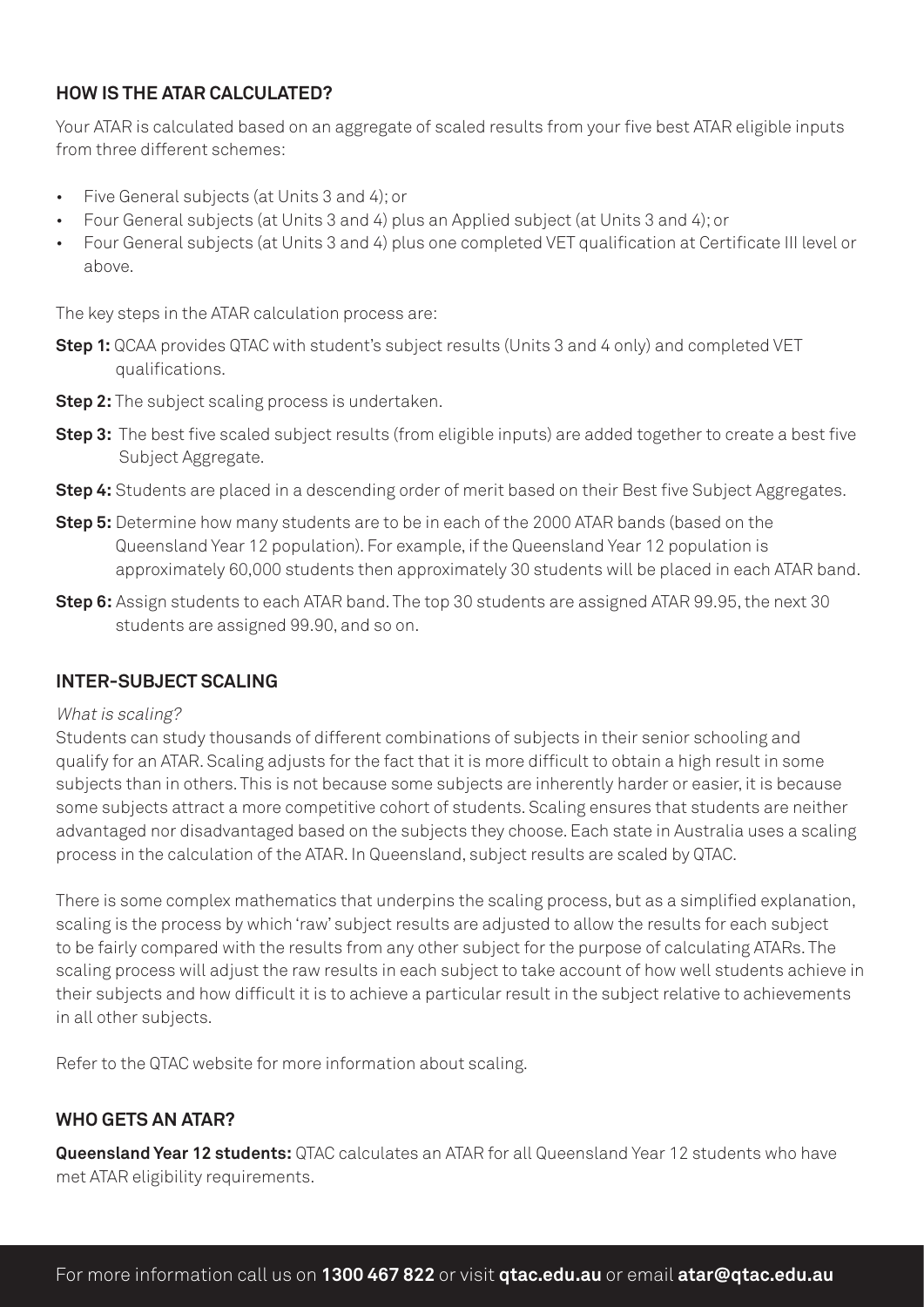## HOW IS THE ATAR CALCULATED?

Your ATAR is calculated based on an aggregate of scaled results from your five best ATAR eligible inputs from three different schemes:

- Five General subjects (at Units 3 and 4); or
- Four General subjects (at Units 3 and 4) plus an Applied subject (at Units 3 and 4); or
- Four General subjects (at Units 3 and 4) plus one completed VET qualification at Certificate III level or above.

The key steps in the ATAR calculation process are:

**Step 1:** QCAA provides QTAC with student's subject results (Units 3 and 4 only) and completed VET qualifications.

**Step 2:** The subject scaling process is undertaken.

**Step 3:** The best five scaled subject results (from eligible inputs) are added together to create a best five Subject Aggregate.

**Step 4:** Students are placed in a descending order of merit based on their Best five Subject Aggregates.

**Step 5:** Determine how many students are to be in each of the 2000 ATAR bands (based on the Queensland Year 12 population). For example, if the Queensland Year 12 population is approximately 60,000 students then approximately 30 students will be placed in each ATAR band.

**Step 6:** Assign students to each ATAR band. The top 30 students are assigned ATAR 99.95, the next 30 students are assigned 99.90, and so on.

## INTER-SUBJECT SCALING

*What is scaling?*

Students can study thousands of different combinations of subjects in their senior schooling and qualify for an ATAR. Scaling adjusts for the fact that it is more difficult to obtain a high result in some subjects than in others. This is not because some subjects are inherently harder or easier, it is because some subjects attract a more competitive cohort of students. Scaling ensures that students are neither advantaged nor disadvantaged based on the subjects they choose. Each state in Australia uses a scaling process in the calculation of the ATAR. In Queensland, subject results are scaled by QTAC.

There is some complex mathematics that underpins the scaling process, but as a simplified explanation, scaling is the process by which 'raw' subject results are adjusted to allow the results for each subject to be fairly compared with the results from any other subject for the purpose of calculating ATARs. The scaling process will adjust the raw results in each subject to take account of how well students achieve in their subjects and how difficult it is to achieve a particular result in the subject relative to achievements in all other subjects.

Refer to the QTAC website for more information about scaling.

## WHO GETS AN ATAR?

**Queensland Year 12 students:** QTAC calculates an ATAR for all Queensland Year 12 students who have met ATAR eligibility requirements.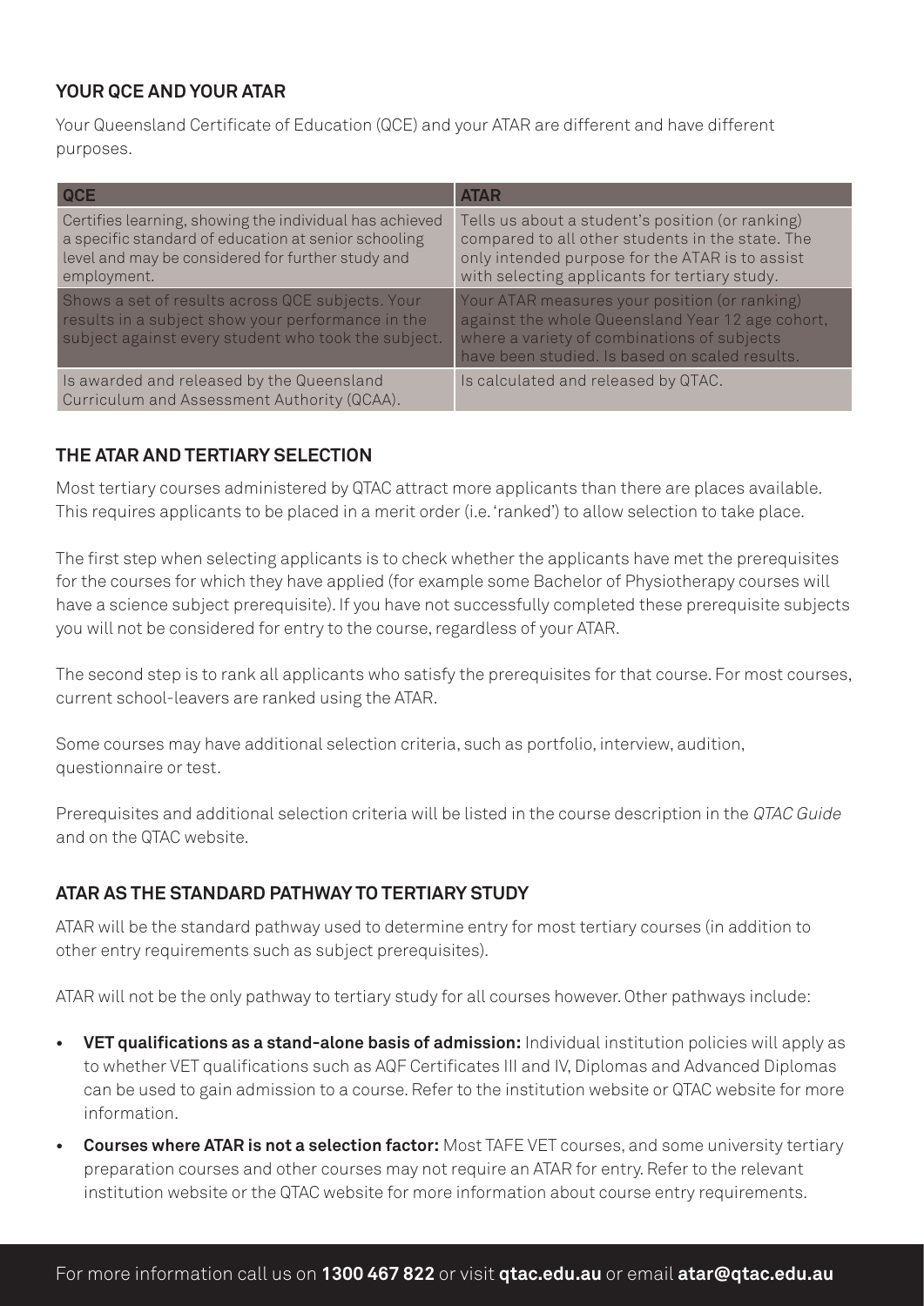## YOUR QCE AND YOUR ATAR

Your Queensland Certificate of Education (QCE) and your ATAR are different and have different purposes.

| QCE | ATAR |
|---|---|
| Certifies learning, showing the individual has achieved a specific standard of education at senior schooling level and may be considered for further study and employment. | Tells us about a student's position (or ranking) compared to all other students in the state. The only intended purpose for the ATAR is to assist with selecting applicants for tertiary study. |
| Shows a set of results across QCE subjects. Your results in a subject show your performance in the subject against every student who took the subject. | Your ATAR measures your position (or ranking) against the whole Queensland Year 12 age cohort, where a variety of combinations of subjects have been studied. Is based on scaled results. |
| Is awarded and released by the Queensland Curriculum and Assessment Authority (QCAA). | Is calculated and released by QTAC. |

## THE ATAR AND TERTIARY SELECTION

Most tertiary courses administered by QTAC attract more applicants than there are places available. This requires applicants to be placed in a merit order (i.e. 'ranked') to allow selection to take place.

The first step when selecting applicants is to check whether the applicants have met the prerequisites for the courses for which they have applied (for example some Bachelor of Physiotherapy courses will have a science subject prerequisite). If you have not successfully completed these prerequisite subjects you will not be considered for entry to the course, regardless of your ATAR.

The second step is to rank all applicants who satisfy the prerequisites for that course. For most courses, current school-leavers are ranked using the ATAR.

Some courses may have additional selection criteria, such as portfolio, interview, audition, questionnaire or test.

Prerequisites and additional selection criteria will be listed in the course description in the *QTAC Guide* and on the QTAC website.

## ATAR AS THE STANDARD PATHWAY TO TERTIARY STUDY

ATAR will be the standard pathway used to determine entry for most tertiary courses (in addition to other entry requirements such as subject prerequisites).

ATAR will not be the only pathway to tertiary study for all courses however. Other pathways include:

- **VET qualifications as a stand-alone basis of admission:** Individual institution policies will apply as to whether VET qualifications such as AQF Certificates III and IV, Diplomas and Advanced Diplomas can be used to gain admission to a course. Refer to the institution website or QTAC website for more information.
- **Courses where ATAR is not a selection factor:** Most TAFE VET courses, and some university tertiary preparation courses and other courses may not require an ATAR for entry. Refer to the relevant institution website or the QTAC website for more information about course entry requirements.

For more information call us on **1300 467 822** or visit **qtac.edu.au** or email **atar@qtac.edu.au**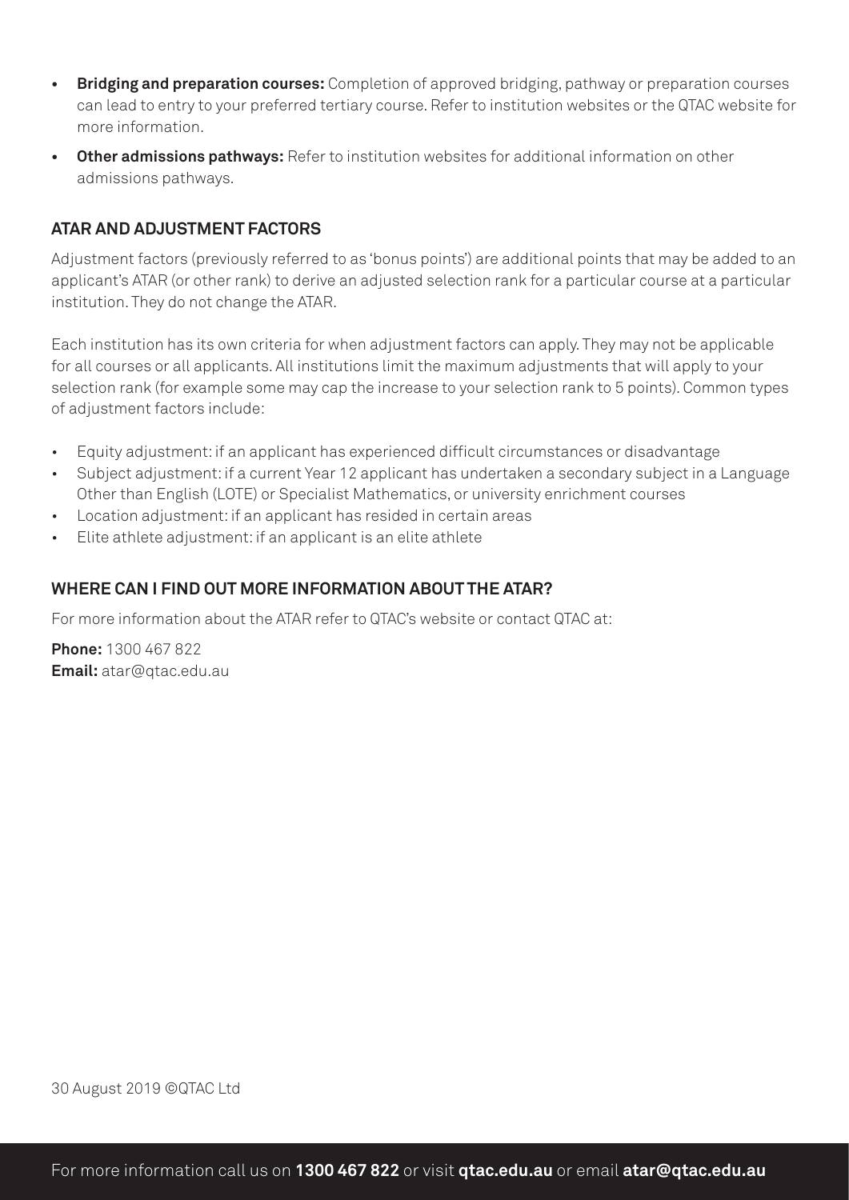- **Bridging and preparation courses:** Completion of approved bridging, pathway or preparation courses can lead to entry to your preferred tertiary course. Refer to institution websites or the QTAC website for more information.
- **Other admissions pathways:** Refer to institution websites for additional information on other admissions pathways.

## ATAR AND ADJUSTMENT FACTORS

Adjustment factors (previously referred to as 'bonus points') are additional points that may be added to an applicant's ATAR (or other rank) to derive an adjusted selection rank for a particular course at a particular institution. They do not change the ATAR.

Each institution has its own criteria for when adjustment factors can apply. They may not be applicable for all courses or all applicants. All institutions limit the maximum adjustments that will apply to your selection rank (for example some may cap the increase to your selection rank to 5 points). Common types of adjustment factors include:

- Equity adjustment: if an applicant has experienced difficult circumstances or disadvantage
- Subject adjustment: if a current Year 12 applicant has undertaken a secondary subject in a Language Other than English (LOTE) or Specialist Mathematics, or university enrichment courses
- Location adjustment: if an applicant has resided in certain areas
- Elite athlete adjustment: if an applicant is an elite athlete

## WHERE CAN I FIND OUT MORE INFORMATION ABOUT THE ATAR?

For more information about the ATAR refer to QTAC's website or contact QTAC at:

**Phone:** 1300 467 822
**Email:** atar@qtac.edu.au

30 August 2019 ©QTAC Ltd

For more information call us on **1300 467 822** or visit **qtac.edu.au** or email **atar@qtac.edu.au**